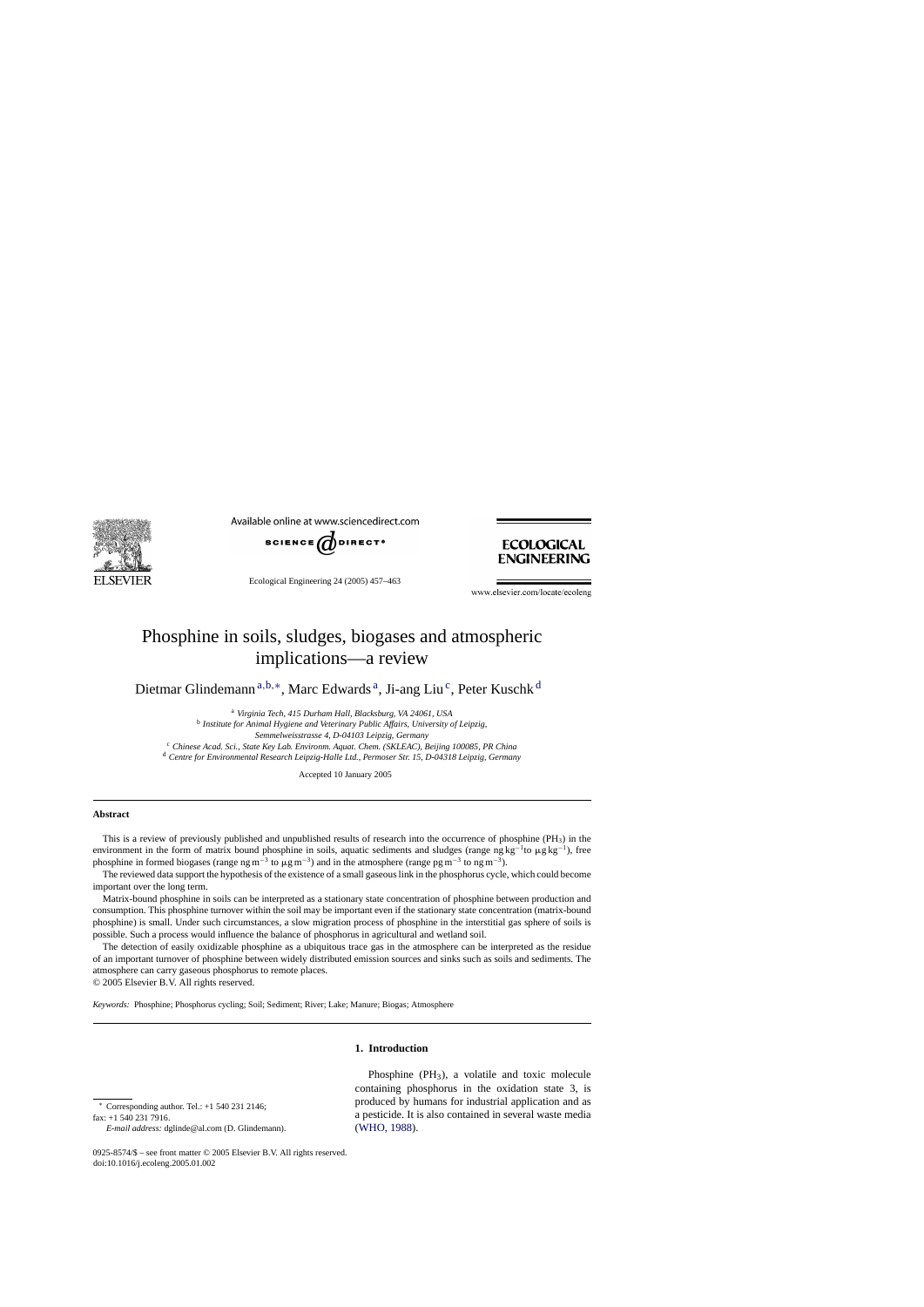# Phosphine in soils, sludges, biogases and atmospheric implications—a review

Dietmar Glindemann[a,b,*], Marc Edwards[a], Ji-ang Liu[c], Peter Kuschk[d]

[a] *Virginia Tech, 415 Durham Hall, Blacksburg, VA 24061, USA*
[b] *Institute for Animal Hygiene and Veterinary Public Affairs, University of Leipzig, Semmelweisstrasse 4, D-04103 Leipzig, Germany*
[c] *Chinese Acad. Sci., State Key Lab. Environm. Aquat. Chem. (SKLEAC), Beijing 100085, PR China*
[d] *Centre for Environmental Research Leipzig-Halle Ltd., Permoser Str. 15, D-04318 Leipzig, Germany*

Accepted 10 January 2005

## Abstract

This is a review of previously published and unpublished results of research into the occurrence of phosphine ($PH_3$) in the environment in the form of matrix bound phosphine in soils, aquatic sediments and sludges (range ng kg$^{-1}$to μg kg$^{-1}$), free phosphine in formed biogases (range ng m$^{-3}$ to μg m$^{-3}$) and in the atmosphere (range pg m$^{-3}$ to ng m$^{-3}$).

The reviewed data support the hypothesis of the existence of a small gaseous link in the phosphorus cycle, which could become important over the long term.

Matrix-bound phosphine in soils can be interpreted as a stationary state concentration of phosphine between production and consumption. This phosphine turnover within the soil may be important even if the stationary state concentration (matrix-bound phosphine) is small. Under such circumstances, a slow migration process of phosphine in the interstitial gas sphere of soils is possible. Such a process would influence the balance of phosphorus in agricultural and wetland soil.

The detection of easily oxidizable phosphine as a ubiquitous trace gas in the atmosphere can be interpreted as the residue of an important turnover of phosphine between widely distributed emission sources and sinks such as soils and sediments. The atmosphere can carry gaseous phosphorus to remote places.

© 2005 Elsevier B.V. All rights reserved.

*Keywords:* Phosphine; Phosphorus cycling; Soil; Sediment; River; Lake; Manure; Biogas; Atmosphere

## 1. Introduction

Phosphine ($PH_3$), a volatile and toxic molecule containing phosphorus in the oxidation state 3, is produced by humans for industrial application and as a pesticide. It is also contained in several waste media (WHO, 1988).

* Corresponding author. Tel.: +1 540 231 2146; fax: +1 540 231 7916.
*E-mail address:* dglinde@al.com (D. Glindemann).

0925-8574/$ – see front matter © 2005 Elsevier B.V. All rights reserved.
doi:10.1016/j.ecoleng.2005.01.002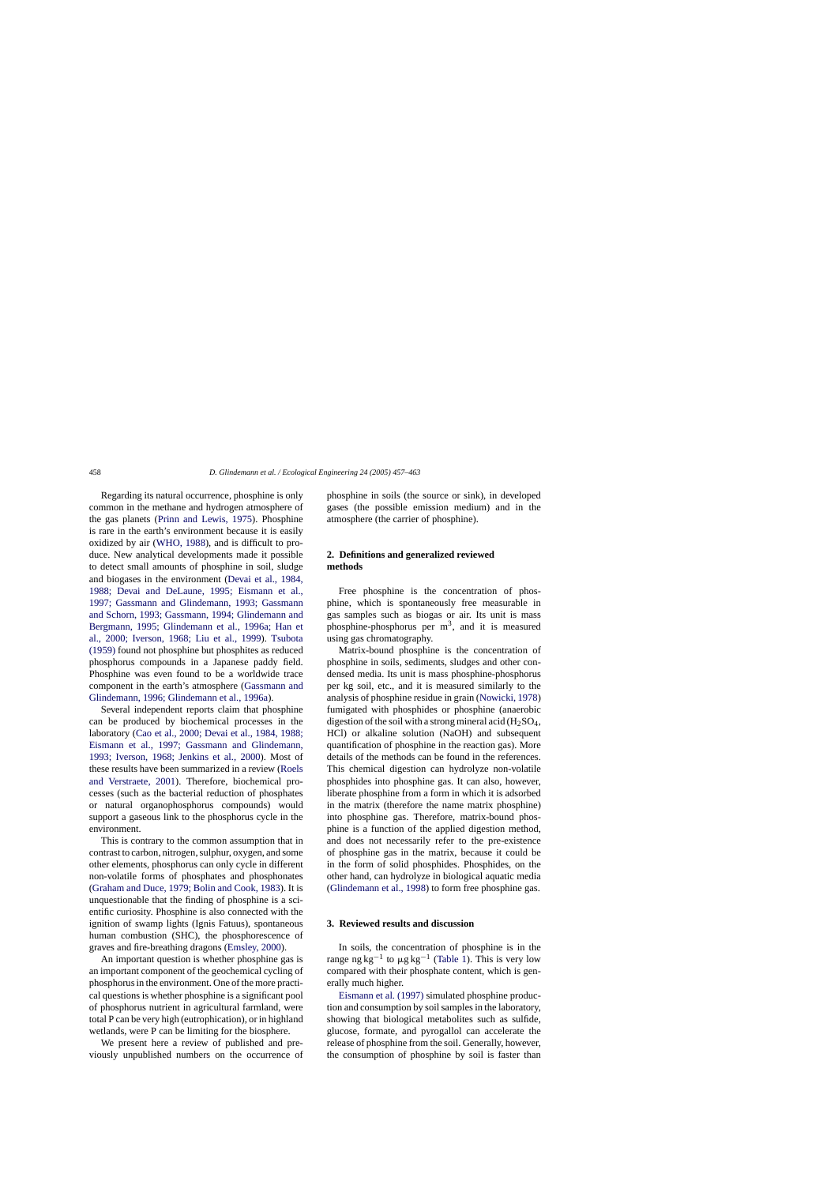Regarding its natural occurrence, phosphine is only common in the methane and hydrogen atmosphere of the gas planets (Prinn and Lewis, 1975). Phosphine is rare in the earth's environment because it is easily oxidized by air (WHO, 1988), and is difficult to produce. New analytical developments made it possible to detect small amounts of phosphine in soil, sludge and biogases in the environment (Devai et al., 1984, 1988; Devai and DeLaune, 1995; Eismann et al., 1997; Gassmann and Glindemann, 1993; Gassmann and Schorn, 1993; Gassmann, 1994; Glindemann and Bergmann, 1995; Glindemann et al., 1996a; Han et al., 2000; Iverson, 1968; Liu et al., 1999). Tsubota (1959) found not phosphine but phosphites as reduced phosphorus compounds in a Japanese paddy field. Phosphine was even found to be a worldwide trace component in the earth's atmosphere (Gassmann and Glindemann, 1996; Glindemann et al., 1996a).

Several independent reports claim that phosphine can be produced by biochemical processes in the laboratory (Cao et al., 2000; Devai et al., 1984, 1988; Eismann et al., 1997; Gassmann and Glindemann, 1993; Iverson, 1968; Jenkins et al., 2000). Most of these results have been summarized in a review (Roels and Verstraete, 2001). Therefore, biochemical processes (such as the bacterial reduction of phosphates or natural organophosphorus compounds) would support a gaseous link to the phosphorus cycle in the environment.

This is contrary to the common assumption that in contrast to carbon, nitrogen, sulphur, oxygen, and some other elements, phosphorus can only cycle in different non-volatile forms of phosphates and phosphonates (Graham and Duce, 1979; Bolin and Cook, 1983). It is unquestionable that the finding of phosphine is a scientific curiosity. Phosphine is also connected with the ignition of swamp lights (Ignis Fatuus), spontaneous human combustion (SHC), the phosphorescence of graves and fire-breathing dragons (Emsley, 2000).

An important question is whether phosphine gas is an important component of the geochemical cycling of phosphorus in the environment. One of the more practical questions is whether phosphine is a significant pool of phosphorus nutrient in agricultural farmland, were total P can be very high (eutrophication), or in highland wetlands, were P can be limiting for the biosphere.

We present here a review of published and previously unpublished numbers on the occurrence of phosphine in soils (the source or sink), in developed gases (the possible emission medium) and in the atmosphere (the carrier of phosphine).

## 2. Definitions and generalized reviewed methods

Free phosphine is the concentration of phosphine, which is spontaneously free measurable in gas samples such as biogas or air. Its unit is mass phosphine-phosphorus per $m^3$, and it is measured using gas chromatography.

Matrix-bound phosphine is the concentration of phosphine in soils, sediments, sludges and other condensed media. Its unit is mass phosphine-phosphorus per kg soil, etc., and it is measured similarly to the analysis of phosphine residue in grain (Nowicki, 1978) fumigated with phosphides or phosphine (anaerobic digestion of the soil with a strong mineral acid ($H_2SO_4$, HCl) or alkaline solution (NaOH) and subsequent quantification of phosphine in the reaction gas). More details of the methods can be found in the references. This chemical digestion can hydrolyze non-volatile phosphides into phosphine gas. It can also, however, liberate phosphine from a form in which it is adsorbed in the matrix (therefore the name matrix phosphine) into phosphine gas. Therefore, matrix-bound phosphine is a function of the applied digestion method, and does not necessarily refer to the pre-existence of phosphine gas in the matrix, because it could be in the form of solid phosphides. Phosphides, on the other hand, can hydrolyze in biological aquatic media (Glindemann et al., 1998) to form free phosphine gas.

## 3. Reviewed results and discussion

In soils, the concentration of phosphine is in the range ng $kg^{-1}$ to $\mu g\,kg^{-1}$ (Table 1). This is very low compared with their phosphate content, which is generally much higher.

Eismann et al. (1997) simulated phosphine production and consumption by soil samples in the laboratory, showing that biological metabolites such as sulfide, glucose, formate, and pyrogallol can accelerate the release of phosphine from the soil. Generally, however, the consumption of phosphine by soil is faster than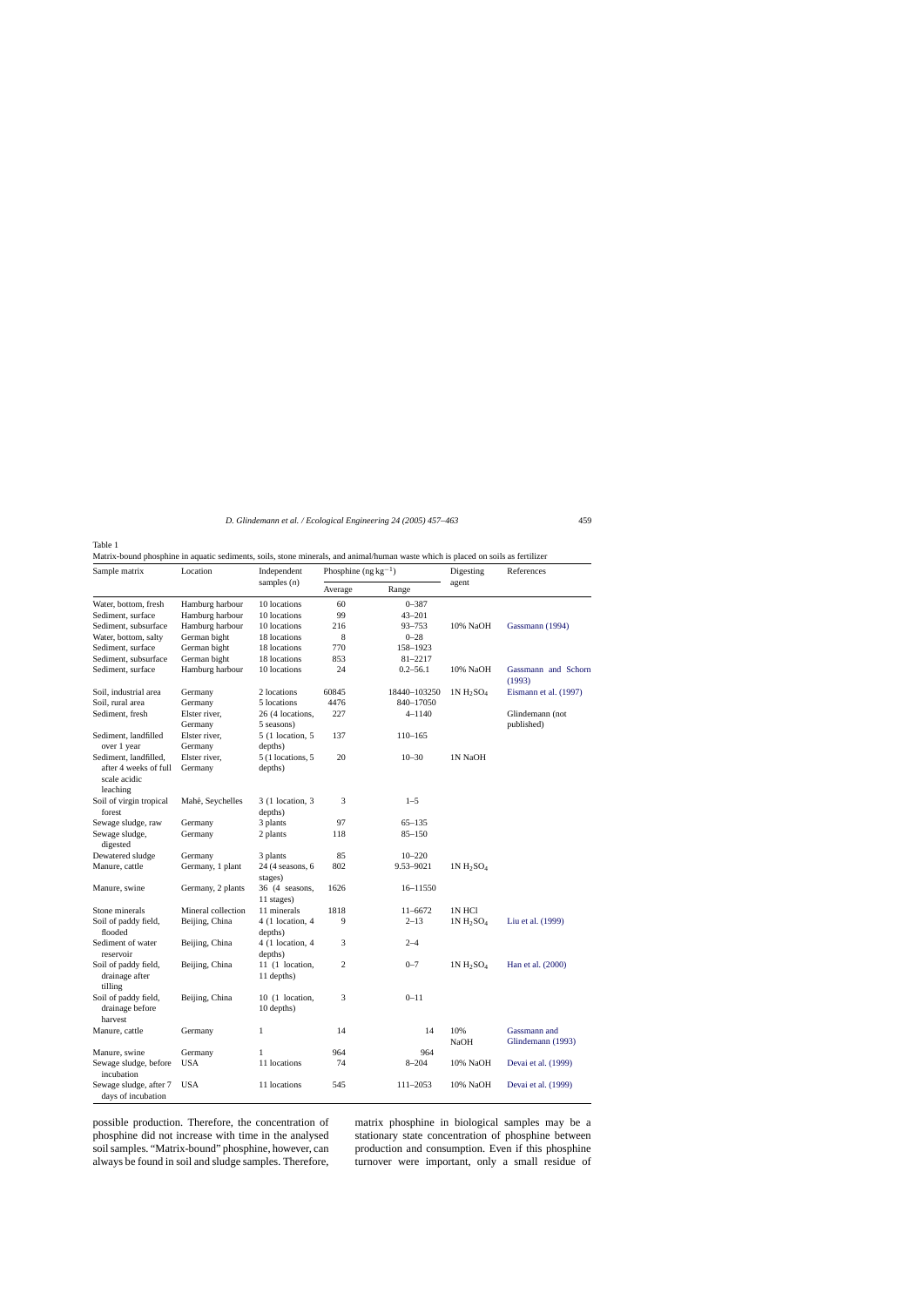Table 1
Matrix-bound phosphine in aquatic sediments, soils, stone minerals, and animal/human waste which is placed on soils as fertilizer

| Sample matrix | Location | Independent samples ($n$) | Phosphine (ng $kg^{-1}$) | | Digesting agent | References |
|---|---|---|---|---|---|---|
| | | | Average | Range | | |
| Water, bottom, fresh | Hamburg harbour | 10 locations | 60 | 0–387 | | |
| Sediment, surface | Hamburg harbour | 10 locations | 99 | 43–201 | | |
| Sediment, subsurface | Hamburg harbour | 10 locations | 216 | 93–753 | 10% NaOH | Gassmann (1994) |
| Water, bottom, salty | German bight | 18 locations | 8 | 0–28 | | |
| Sediment, surface | German bight | 18 locations | 770 | 158–1923 | | |
| Sediment, subsurface | German bight | 18 locations | 853 | 81–2217 | | |
| Sediment, surface | Hamburg harbour | 10 locations | 24 | 0.2–56.1 | 10% NaOH | Gassmann and Schorn (1993) |
| Soil, industrial area | Germany | 2 locations | 60845 | 18440–103250 | 1N $H_2SO_4$ | Eismann et al. (1997) |
| Soil, rural area | Germany | 5 locations | 4476 | 840–17050 | | |
| Sediment, fresh | Elster river, Germany | 26 (4 locations, 5 seasons) | 227 | 4–1140 | | Glindemann (not published) |
| Sediment, landfilled over 1 year | Elster river, Germany | 5 (1 location, 5 depths) | 137 | 110–165 | | |
| Sediment, landfilled, after 4 weeks of full scale acidic leaching | Elster river, Germany | 5 (1 locations, 5 depths) | 20 | 10–30 | 1N NaOH | |
| Soil of virgin tropical forest | Mahé, Seychelles | 3 (1 location, 3 depths) | 3 | 1–5 | | |
| Sewage sludge, raw | Germany | 3 plants | 97 | 65–135 | | |
| Sewage sludge, digested | Germany | 2 plants | 118 | 85–150 | | |
| Dewatered sludge | Germany | 3 plants | 85 | 10–220 | | |
| Manure, cattle | Germany, 1 plant | 24 (4 seasons, 6 stages) | 802 | 9.53–9021 | 1N $H_2SO_4$ | |
| Manure, swine | Germany, 2 plants | 36 (4 seasons, 11 stages) | 1626 | 16–11550 | | |
| Stone minerals | Mineral collection | 11 minerals | 1818 | 11–6672 | 1N HCl | |
| Soil of paddy field, flooded | Beijing, China | 4 (1 location, 4 depths) | 9 | 2–13 | 1N $H_2SO_4$ | Liu et al. (1999) |
| Sediment of water reservoir | Beijing, China | 4 (1 location, 4 depths) | 3 | 2–4 | | |
| Soil of paddy field, drainage after tilling | Beijing, China | 11 (1 location, 11 depths) | 2 | 0–7 | 1N $H_2SO_4$ | Han et al. (2000) |
| Soil of paddy field, drainage before harvest | Beijing, China | 10 (1 location, 10 depths) | 3 | 0–11 | | |
| Manure, cattle | Germany | 1 | 14 | 14 | 10% NaOH | Gassmann and Glindemann (1993) |
| Manure, swine | Germany | 1 | 964 | 964 | | |
| Sewage sludge, before incubation | USA | 11 locations | 74 | 8–204 | 10% NaOH | Devai et al. (1999) |
| Sewage sludge, after 7 days of incubation | USA | 11 locations | 545 | 111–2053 | 10% NaOH | Devai et al. (1999) |

possible production. Therefore, the concentration of phosphine did not increase with time in the analysed soil samples. "Matrix-bound" phosphine, however, can always be found in soil and sludge samples. Therefore, matrix phosphine in biological samples may be a stationary state concentration of phosphine between production and consumption. Even if this phosphine turnover were important, only a small residue of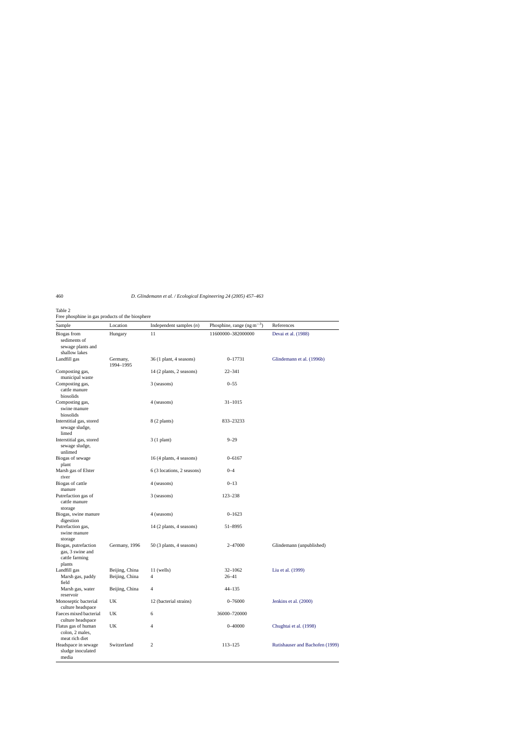Table 2
Free phosphine in gas products of the biosphere

| Sample | Location | Independent samples ($n$) | Phosphine, range (ng $m^{-3}$) | References |
|---|---|---|---|---|
| Biogas from sediments of sewage plants and shallow lakes | Hungary | 11 | 11600000–382000000 | Devai et al. (1988) |
| Landfill gas | Germany, 1994–1995 | 36 (1 plant, 4 seasons) | 0–17731 | Glindemann et al. (1996b) |
| Composting gas, municipal waste | | 14 (2 plants, 2 seasons) | 22–341 | |
| Composting gas, cattle manure biosolids | | 3 (seasons) | 0–55 | |
| Composting gas, swine manure biosolids | | 4 (seasons) | 31–1015 | |
| Interstitial gas, stored sewage sludge, limed | | 8 (2 plants) | 833–23233 | |
| Interstitial gas, stored sewage sludge, unlimed | | 3 (1 plant) | 9–29 | |
| Biogas of sewage plant | | 16 (4 plants, 4 seasons) | 0–6167 | |
| Marsh gas of Elster river | | 6 (3 locations, 2 seasons) | 0–4 | |
| Biogas of cattle manure | | 4 (seasons) | 0–13 | |
| Putrefaction gas of cattle manure storage | | 3 (seasons) | 123–238 | |
| Biogas, swine manure digestion | | 4 (seasons) | 0–1623 | |
| Putrefaction gas, swine manure storage | | 14 (2 plants, 4 seasons) | 51–8995 | |
| Biogas, putrefaction gas, 3 swine and cattle farming plants | Germany, 1996 | 50 (3 plants, 4 seasons) | 2–47000 | Glindemann (unpublished) |
| Landfill gas | Beijing, China | 11 (wells) | 32–1062 | Liu et al. (1999) |
| Marsh gas, paddy field | Beijing, China | 4 | 26–41 | |
| Marsh gas, water reservoir | Beijing, China | 4 | 44–135 | |
| Monoseptic bacterial culture headspace | UK | 12 (bacterial strains) | 0–76000 | Jenkins et al. (2000) |
| Faeces mixed bacterial culture headspace | UK | 6 | 36000–720000 | |
| Flatus gas of human colon, 2 males, meat rich diet | UK | 4 | 0–40000 | Chughtai et al. (1998) |
| Headspace in sewage sludge inoculated media | Switzerland | 2 | 113–125 | Rutishauser and Bachofen (1999) |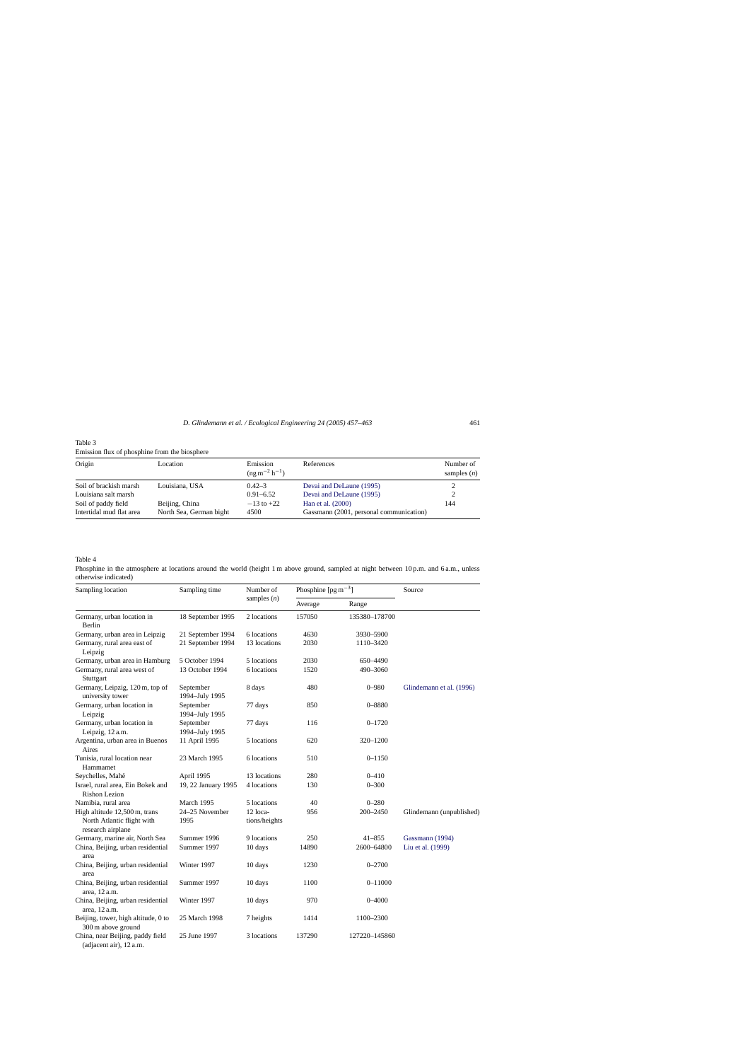Table 3
Emission flux of phosphine from the biosphere

| Origin | Location | Emission ($ng\,m^{-2}\,h^{-1}$) | References | Number of samples ($n$) |
|---|---|---|---|---|
| Soil of brackish marsh | Louisiana, USA | 0.42–3 | Devai and DeLaune (1995) | 2 |
| Louisiana salt marsh | | 0.91–6.52 | Devai and DeLaune (1995) | 2 |
| Soil of paddy field | Beijing, China | −13 to +22 | Han et al. (2000) | 144 |
| Intertidal mud flat area | North Sea, German bight | 4500 | Gassmann (2001, personal communication) | |

Table 4
Phosphine in the atmosphere at locations around the world (height 1 m above ground, sampled at night between 10 p.m. and 6 a.m., unless otherwise indicated)

| Sampling location | Sampling time | Number of samples ($n$) | Phosphine [$pg\,m^{-3}$] | | Source |
|---|---|---|---|---|---|
| | | | Average | Range | |
| Germany, urban location in Berlin | 18 September 1995 | 2 locations | 157050 | 135380–178700 | |
| Germany, urban area in Leipzig | 21 September 1994 | 6 locations | 4630 | 3930–5900 | |
| Germany, rural area east of Leipzig | 21 September 1994 | 13 locations | 2030 | 1110–3420 | |
| Germany, urban area in Hamburg | 5 October 1994 | 5 locations | 2030 | 650–4490 | |
| Germany, rural area west of Stuttgart | 13 October 1994 | 6 locations | 1520 | 490–3060 | |
| Germany, Leipzig, 120 m, top of university tower | September 1994–July 1995 | 8 days | 480 | 0–980 | Glindemann et al. (1996) |
| Germany, urban location in Leipzig | September 1994–July 1995 | 77 days | 850 | 0–8880 | |
| Germany, urban location in Leipzig, 12 a.m. | September 1994–July 1995 | 77 days | 116 | 0–1720 | |
| Argentina, urban area in Buenos Aires | 11 April 1995 | 5 locations | 620 | 320–1200 | |
| Tunisia, rural location near Hammamet | 23 March 1995 | 6 locations | 510 | 0–1150 | |
| Seychelles, Mahé | April 1995 | 13 locations | 280 | 0–410 | |
| Israel, rural area, Ein Bokek and Rishon Lezion | 19, 22 January 1995 | 4 locations | 130 | 0–300 | |
| Namibia, rural area | March 1995 | 5 locations | 40 | 0–280 | |
| High altitude 12,500 m, trans North Atlantic flight with research airplane | 24–25 November 1995 | 12 locations/heights | 956 | 200–2450 | Glindemann (unpublished) |
| Germany, marine air, North Sea | Summer 1996 | 9 locations | 250 | 41–855 | Gassmann (1994) |
| China, Beijing, urban residential area | Summer 1997 | 10 days | 14890 | 2600–64800 | Liu et al. (1999) |
| China, Beijing, urban residential area | Winter 1997 | 10 days | 1230 | 0–2700 | |
| China, Beijing, urban residential area, 12 a.m. | Summer 1997 | 10 days | 1100 | 0–11000 | |
| China, Beijing, urban residential area, 12 a.m. | Winter 1997 | 10 days | 970 | 0–4000 | |
| Beijing, tower, high altitude, 0 to 300 m above ground | 25 March 1998 | 7 heights | 1414 | 1100–2300 | |
| China, near Beijing, paddy field (adjacent air), 12 a.m. | 25 June 1997 | 3 locations | 137290 | 127220–145860 | |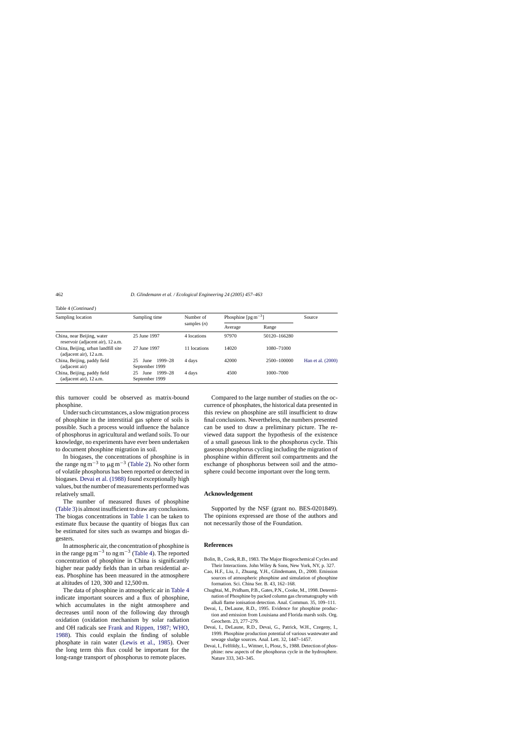Table 4 (*Continued*)

| Sampling location | Sampling time | Number of samples ($n$) | Phosphine [pg $m^{-3}$] | | Source |
|---|---|---|---|---|---|
| | | | Average | Range | |
| China, near Beijing, water reservoir (adjacent air), 12 a.m. | 25 June 1997 | 4 locations | 97970 | 50120–166280 | |
| China, Beijing, urban landfill site (adjacent air), 12 a.m. | 27 June 1997 | 11 locations | 14020 | 1080–71000 | |
| China, Beijing, paddy field (adjacent air) | 25 June 1999–28 September 1999 | 4 days | 42000 | 2500–100000 | Han et al. (2000) |
| China, Beijing, paddy field (adjacent air), 12 a.m. | 25 June 1999–28 September 1999 | 4 days | 4500 | 1000–7000 | |

this turnover could be observed as matrix-bound phosphine.

Under such circumstances, a slow migration process of phosphine in the interstitial gas sphere of soils is possible. Such a process would influence the balance of phosphorus in agricultural and wetland soils. To our knowledge, no experiments have ever been undertaken to document phosphine migration in soil.

In biogases, the concentrations of phosphine is in the range ng $m^{-3}$ to μg $m^{-3}$ (Table 2). No other form of volatile phosphorus has been reported or detected in biogases. Devai et al. (1988) found exceptionally high values, but the number of measurements performed was relatively small.

The number of measured fluxes of phosphine (Table 3) is almost insufficient to draw any conclusions. The biogas concentrations in Table 1 can be taken to estimate flux because the quantity of biogas flux can be estimated for sites such as swamps and biogas digesters.

In atmospheric air, the concentration of phosphine is in the range pg $m^{-3}$ to ng $m^{-3}$ (Table 4). The reported concentration of phosphine in China is significantly higher near paddy fields than in urban residential areas. Phosphine has been measured in the atmosphere at altitudes of 120, 300 and 12,500 m.

The data of phosphine in atmospheric air in Table 4 indicate important sources and a flux of phosphine, which accumulates in the night atmosphere and decreases until noon of the following day through oxidation (oxidation mechanism by solar radiation and OH radicals see Frank and Rippen, 1987; WHO, 1988). This could explain the finding of soluble phosphate in rain water (Lewis et al., 1985). Over the long term this flux could be important for the long-range transport of phosphorus to remote places.

Compared to the large number of studies on the occurrence of phosphates, the historical data presented in this review on phosphine are still insufficient to draw final conclusions. Nevertheless, the numbers presented can be used to draw a preliminary picture. The reviewed data support the hypothesis of the existence of a small gaseous link to the phosphorus cycle. This gaseous phosphorus cycling including the migration of phosphine within different soil compartments and the exchange of phosphorus between soil and the atmosphere could become important over the long term.

## Acknowledgement

Supported by the NSF (grant no. BES-0201849). The opinions expressed are those of the authors and not necessarily those of the Foundation.

## References

Bolin, B., Cook, R.B., 1983. The Major Biogeochemical Cycles and Their Interactions. John Wiley & Sons, New York, NY, p. 327.

Cao, H.F., Liu, J., Zhuang, Y.H., Glindemann, D., 2000. Emission sources of atmospheric phosphine and simulation of phosphine formation. Sci. China Ser. B. 43, 162–168.

Chughtai, M., Pridham, P.B., Gates, P.N., Cooke, M., 1998. Determination of Phosphine by packed column gas chromatography with alkali flame ionisation detection. Anal. Commun. 35, 109–111.

Devai, I., DeLaune, R.D., 1995. Evidence for phosphine production and emission from Louisiana and Florida marsh soils. Org. Geochem. 23, 277–279.

Devai, I., DeLaune, R.D., Devai, G., Patrick, W.H., Czegeny, I., 1999. Phosphine production potential of various wastewater and sewage sludge sources. Anal. Lett. 32, 1447–1457.

Devai, I., Felföldy, L., Wittner, I., Plosz, S., 1988. Detection of phosphine: new aspects of the phosphorus cycle in the hydrosphere. Nature 333, 343–345.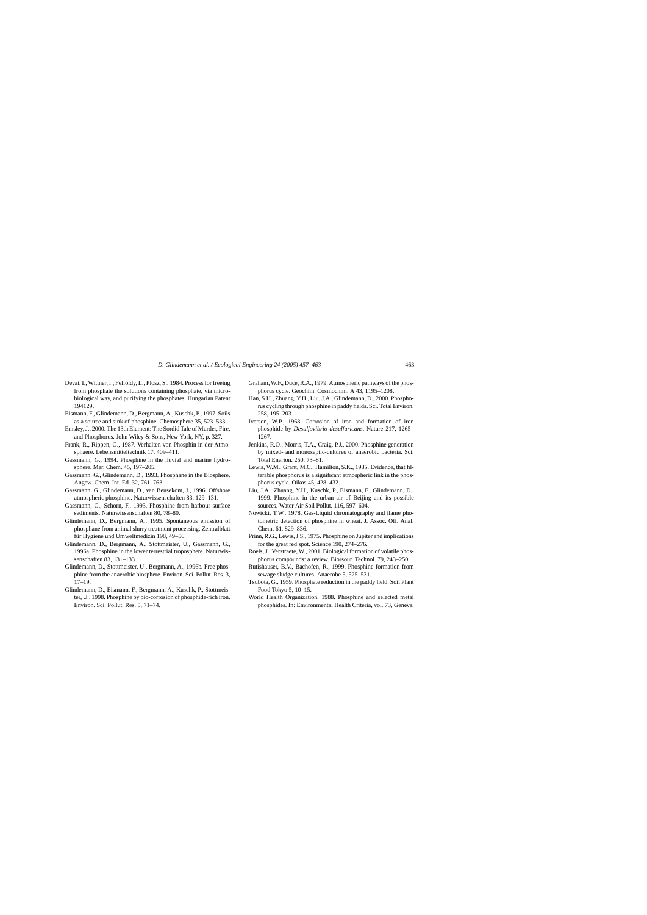Devai, I., Wittner, I., Felföldy, L., Plosz, S., 1984. Process for freeing from phosphate the solutions containing phosphate, via microbiological way, and purifying the phosphates. Hungarian Patent 194129.

Eismann, F., Glindemann, D., Bergmann, A., Kuschk, P., 1997. Soils as a source and sink of phosphine. Chemosphere 35, 523–533.

Emsley, J., 2000. The 13th Element: The Sordid Tale of Murder, Fire, and Phosphorus. John Wiley & Sons, New York, NY, p. 327.

Frank, R., Rippen, G., 1987. Verhalten von Phosphin in der Atmosphaere. Lebensmitteltechnik 17, 409–411.

Gassmann, G., 1994. Phosphine in the fluvial and marine hydrosphere. Mar. Chem. 45, 197–205.

Gassmann, G., Glindemann, D., 1993. Phosphane in the Biosphere. Angew. Chem. Int. Ed. 32, 761–763.

Gassmann, G., Glindemann, D., van Beusekom, J., 1996. Offshore atmospheric phosphine. Naturwissenschaften 83, 129–131.

Gassmann, G., Schorn, F., 1993. Phosphine from harbour surface sediments. Naturwissenschaften 80, 78–80.

Glindemann, D., Bergmann, A., 1995. Spontaneous emission of phosphane from animal slurry treatment processing. Zentralblatt für Hygiene und Umweltmedizin 198, 49–56.

Glindemann, D., Bergmann, A., Stottmeister, U., Gassmann, G., 1996a. Phosphine in the lower terrestrial troposphere. Naturwissenschaften 83, 131–133.

Glindemann, D., Stottmeister, U., Bergmann, A., 1996b. Free phosphine from the anaerobic biosphere. Environ. Sci. Pollut. Res. 3, 17–19.

Glindemann, D., Eismann, F., Bergmann, A., Kuschk, P., Stottmeister, U., 1998. Phosphine by bio-corrosion of phosphide-rich iron. Environ. Sci. Pollut. Res. 5, 71–74.

Graham, W.F., Duce, R.A., 1979. Atmospheric pathways of the phosphorus cycle. Geochim. Cosmochim. A 43, 1195–1208.

Han, S.H., Zhuang, Y.H., Liu, J.A., Glindemann, D., 2000. Phosphorus cycling through phosphine in paddy fields. Sci. Total Environ. 258, 195–203.

Iverson, W.P., 1968. Corrosion of iron and formation of iron phosphide by *Desulfovibrio desulfuricans*. Nature 217, 1265–1267.

Jenkins, R.O., Morris, T.A., Craig, P.J., 2000. Phosphine generation by mixed- and monoseptic-cultures of anaerobic bacteria. Sci. Total Envrion. 250, 73–81.

Lewis, W.M., Grant, M.C., Hamilton, S.K., 1985. Evidence, that filterable phosphorus is a significant atmospheric link in the phosphorus cycle. Oikos 45, 428–432.

Liu, J.A., Zhuang, Y.H., Kuschk, P., Eismann, F., Glindemann, D., 1999. Phosphine in the urban air of Beijing and its possible sources. Water Air Soil Pollut. 116, 597–604.

Nowicki, T.W., 1978. Gas-Liquid chromatography and flame photometric detection of phosphine in wheat. J. Assoc. Off. Anal. Chem. 61, 829–836.

Prinn, R.G., Lewis, J.S., 1975. Phosphine on Jupiter and implications for the great red spot. Science 190, 274–276.

Roels, J., Verstraete, W., 2001. Biological formation of volatile phosphorus compounds: a review. Biorsour. Technol. 79, 243–250.

Rutishauser, B.V., Bachofen, R., 1999. Phosphine formation from sewage sludge cultures. Anaerobe 5, 525–531.

Tsubota, G., 1959. Phosphate reduction in the paddy field. Soil Plant Food Tokyo 5, 10–15.

World Health Organization, 1988. Phosphine and selected metal phosphides. In: Environmental Health Criteria, vol. 73, Geneva.